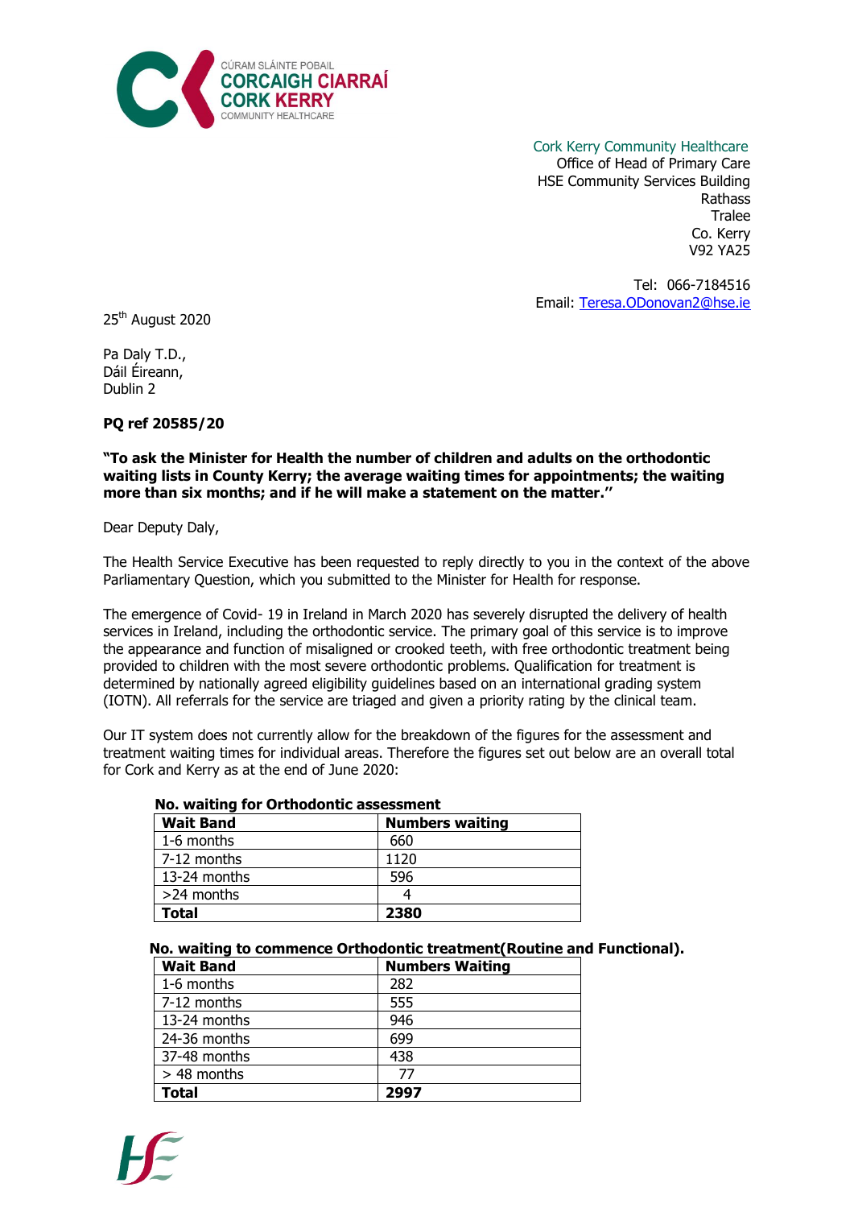CÚRAM SLÁINTE POBAIL
CORCAIGH CIARRAÍ
CORK KERRY
COMMUNITY HEALTHCARE

Cork Kerry Community Healthcare
Office of Head of Primary Care
HSE Community Services Building
Rathass
Tralee
Co. Kerry
V92 YA25

Tel: 066-7184516
Email: Teresa.ODonovan2@hse.ie

25th August 2020

Pa Daly T.D.,
Dáil Éireann,
Dublin 2

**PQ ref 20585/20**

**"To ask the Minister for Health the number of children and adults on the orthodontic waiting lists in County Kerry; the average waiting times for appointments; the waiting more than six months; and if he will make a statement on the matter."**

Dear Deputy Daly,

The Health Service Executive has been requested to reply directly to you in the context of the above Parliamentary Question, which you submitted to the Minister for Health for response.

The emergence of Covid- 19 in Ireland in March 2020 has severely disrupted the delivery of health services in Ireland, including the orthodontic service. The primary goal of this service is to improve the appearance and function of misaligned or crooked teeth, with free orthodontic treatment being provided to children with the most severe orthodontic problems. Qualification for treatment is determined by nationally agreed eligibility guidelines based on an international grading system (IOTN). All referrals for the service are triaged and given a priority rating by the clinical team.

Our IT system does not currently allow for the breakdown of the figures for the assessment and treatment waiting times for individual areas. Therefore the figures set out below are an overall total for Cork and Kerry as at the end of June 2020:

**No. waiting for Orthodontic assessment**

| Wait Band | Numbers waiting |
|---|---|
| 1-6 months | 660 |
| 7-12 months | 1120 |
| 13-24 months | 596 |
| >24 months | 4 |
| **Total** | **2380** |

**No. waiting to commence Orthodontic treatment(Routine and Functional).**

| Wait Band | Numbers Waiting |
|---|---|
| 1-6 months | 282 |
| 7-12 months | 555 |
| 13-24 months | 946 |
| 24-36 months | 699 |
| 37-48 months | 438 |
| > 48 months | 77 |
| **Total** | **2997** |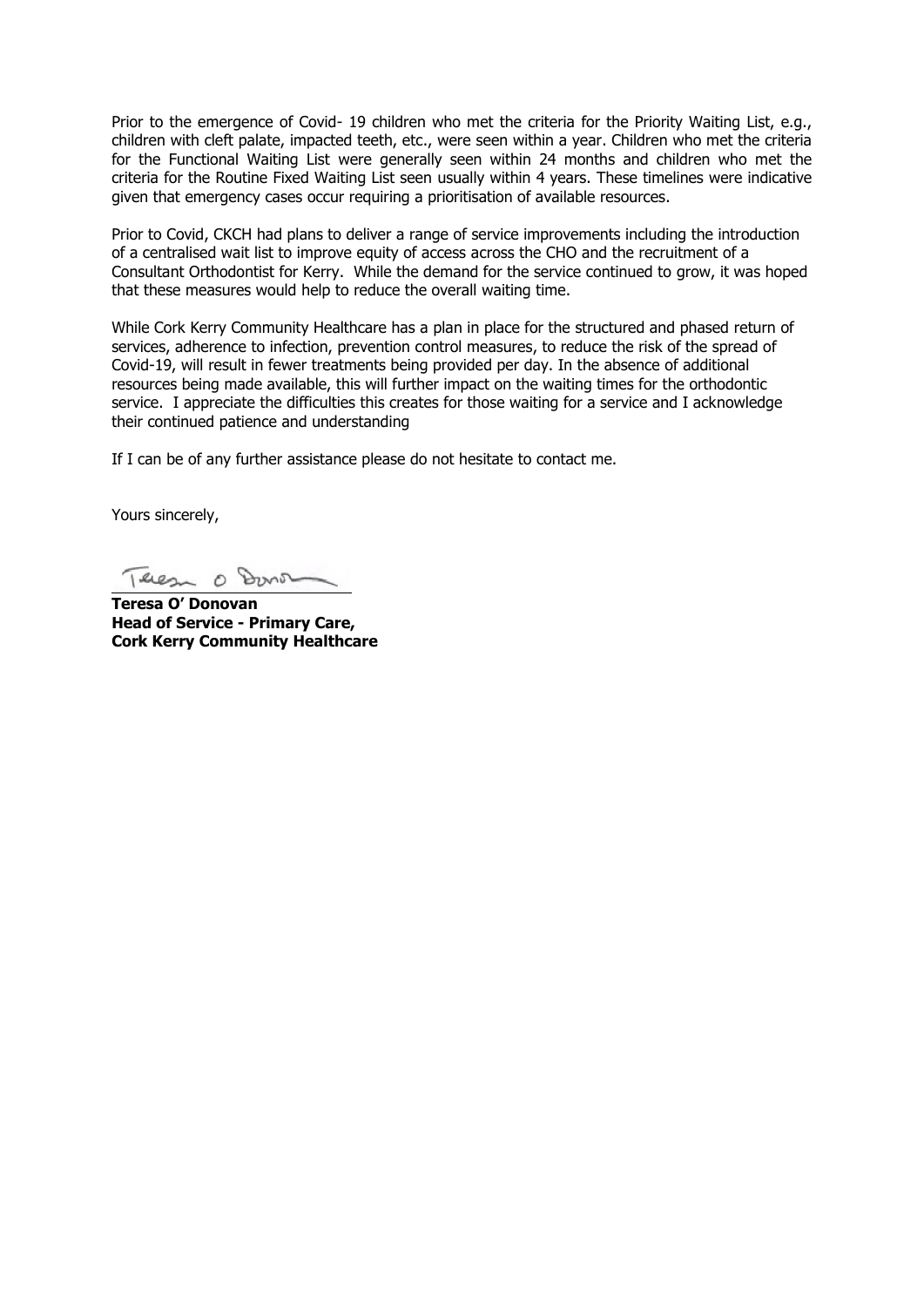Prior to the emergence of Covid- 19 children who met the criteria for the Priority Waiting List, e.g., children with cleft palate, impacted teeth, etc., were seen within a year. Children who met the criteria for the Functional Waiting List were generally seen within 24 months and children who met the criteria for the Routine Fixed Waiting List seen usually within 4 years. These timelines were indicative given that emergency cases occur requiring a prioritisation of available resources.

Prior to Covid, CKCH had plans to deliver a range of service improvements including the introduction of a centralised wait list to improve equity of access across the CHO and the recruitment of a Consultant Orthodontist for Kerry. While the demand for the service continued to grow, it was hoped that these measures would help to reduce the overall waiting time.

While Cork Kerry Community Healthcare has a plan in place for the structured and phased return of services, adherence to infection, prevention control measures, to reduce the risk of the spread of Covid-19, will result in fewer treatments being provided per day. In the absence of additional resources being made available, this will further impact on the waiting times for the orthodontic service. I appreciate the difficulties this creates for those waiting for a service and I acknowledge their continued patience and understanding

If I can be of any further assistance please do not hesitate to contact me.

Yours sincerely,

**Teresa O' Donovan**
**Head of Service - Primary Care,**
**Cork Kerry Community Healthcare**